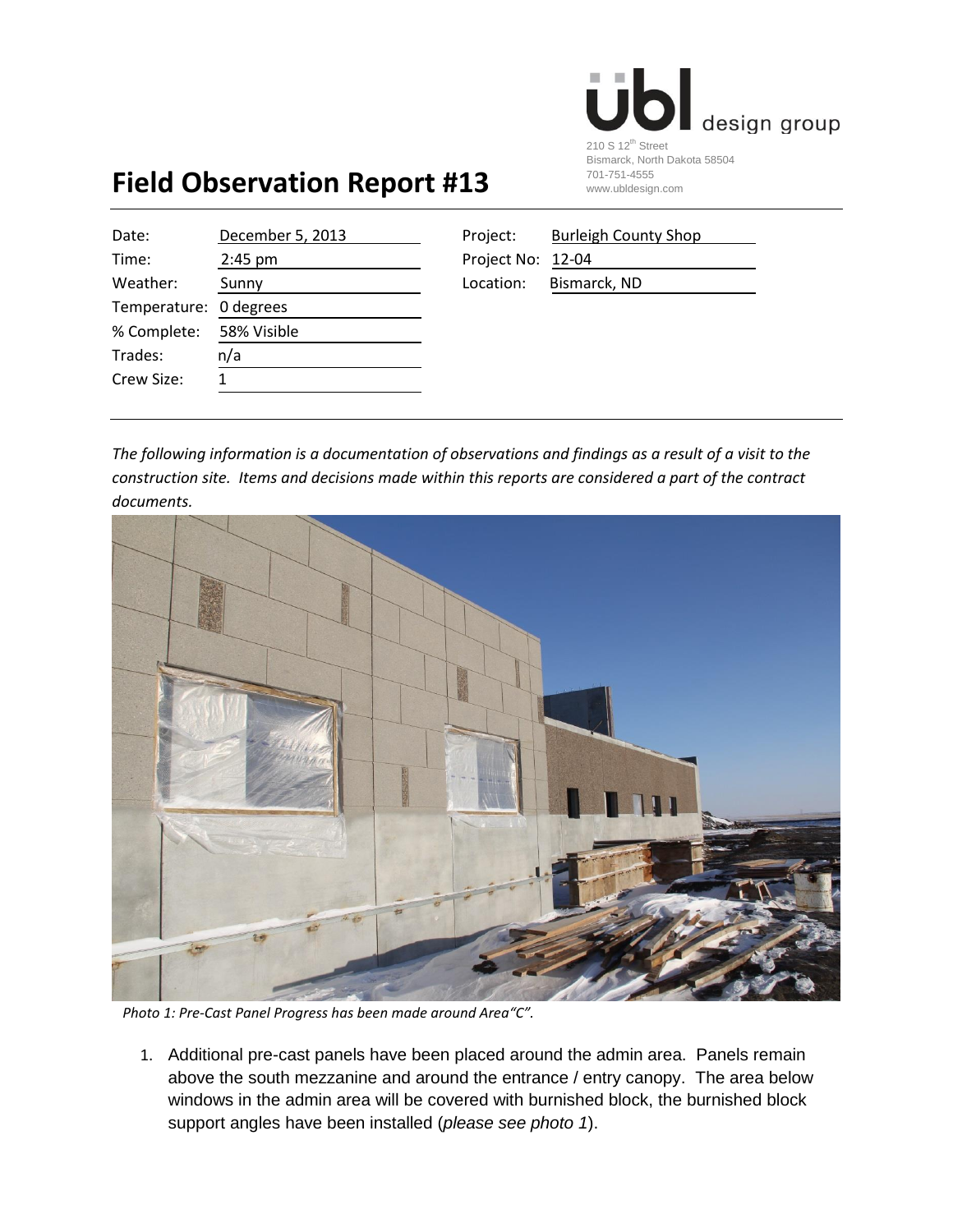ubl design group
210 S 12th Street
Bismarck, North Dakota 58504
701-751-4555
www.ubldesign.com

# Field Observation Report #13

| | | | |
|---|---|---|---|
| Date: | December 5, 2013 | Project: | Burleigh County Shop |
| Time: | 2:45 pm | Project No: | 12-04 |
| Weather: | Sunny | Location: | Bismarck, ND |
| Temperature: | 0 degrees | | |
| % Complete: | 58% Visible | | |
| Trades: | n/a | | |
| Crew Size: | 1 | | |

*The following information is a documentation of observations and findings as a result of a visit to the construction site. Items and decisions made within this reports are considered a part of the contract documents.*

*Photo 1: Pre-Cast Panel Progress has been made around Area"C".*

1. Additional pre-cast panels have been placed around the admin area. Panels remain above the south mezzanine and around the entrance / entry canopy. The area below windows in the admin area will be covered with burnished block, the burnished block support angles have been installed (*please see photo 1*).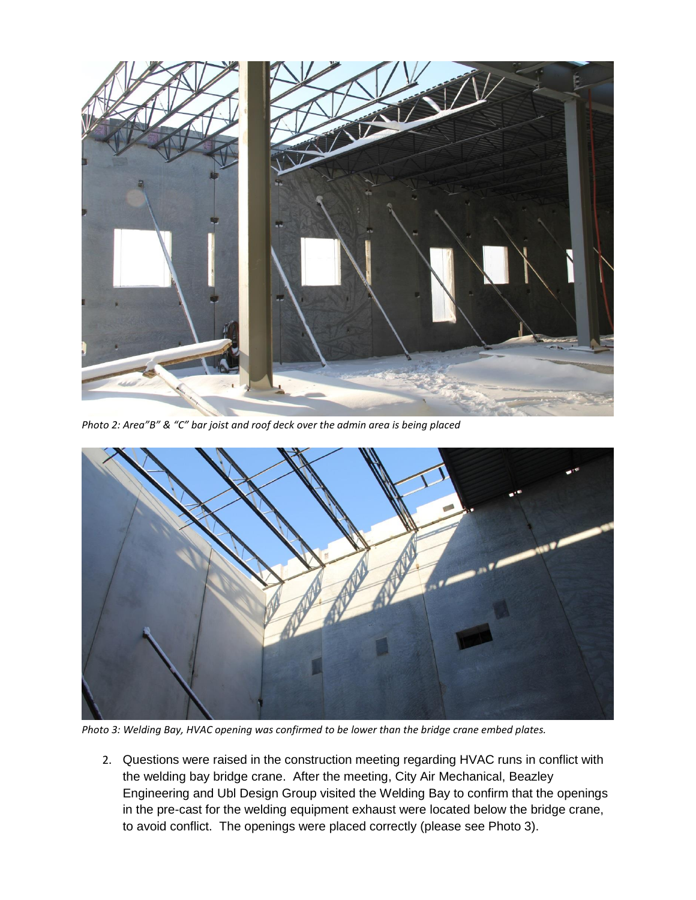*Photo 2: Area"B" & "C" bar joist and roof deck over the admin area is being placed*

*Photo 3: Welding Bay, HVAC opening was confirmed to be lower than the bridge crane embed plates.*

2. Questions were raised in the construction meeting regarding HVAC runs in conflict with the welding bay bridge crane. After the meeting, City Air Mechanical, Beazley Engineering and Ubl Design Group visited the Welding Bay to confirm that the openings in the pre-cast for the welding equipment exhaust were located below the bridge crane, to avoid conflict. The openings were placed correctly (please see Photo 3).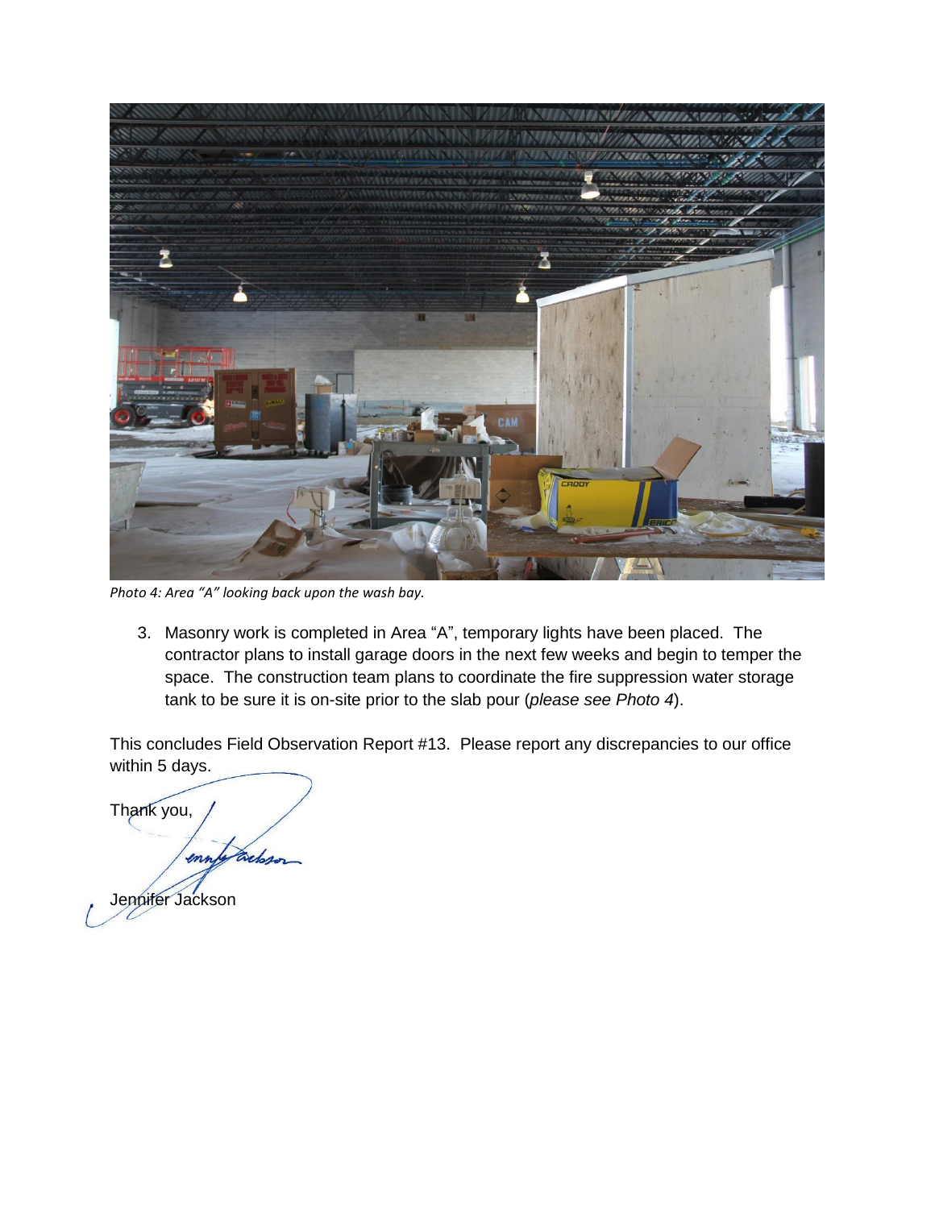*Photo 4: Area "A" looking back upon the wash bay.*

3. Masonry work is completed in Area "A", temporary lights have been placed. The contractor plans to install garage doors in the next few weeks and begin to temper the space. The construction team plans to coordinate the fire suppression water storage tank to be sure it is on-site prior to the slab pour (*please see Photo 4*).

This concludes Field Observation Report #13. Please report any discrepancies to our office within 5 days.

Thank you,

Jennifer Jackson